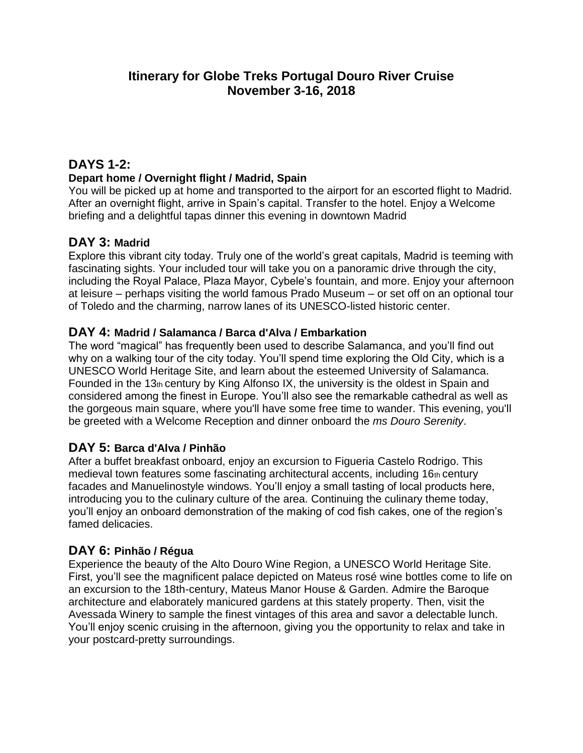# Itinerary for Globe Treks Portugal Douro River Cruise
# November 3-16, 2018

## DAYS 1-2:

**Depart home / Overnight flight / Madrid, Spain**

You will be picked up at home and transported to the airport for an escorted flight to Madrid. After an overnight flight, arrive in Spain's capital. Transfer to the hotel. Enjoy a Welcome briefing and a delightful tapas dinner this evening in downtown Madrid

## DAY 3: Madrid

Explore this vibrant city today. Truly one of the world's great capitals, Madrid is teeming with fascinating sights. Your included tour will take you on a panoramic drive through the city, including the Royal Palace, Plaza Mayor, Cybele's fountain, and more. Enjoy your afternoon at leisure – perhaps visiting the world famous Prado Museum – or set off on an optional tour of Toledo and the charming, narrow lanes of its UNESCO-listed historic center.

## DAY 4: Madrid / Salamanca / Barca d'Alva / Embarkation

The word "magical" has frequently been used to describe Salamanca, and you'll find out why on a walking tour of the city today. You'll spend time exploring the Old City, which is a UNESCO World Heritage Site, and learn about the esteemed University of Salamanca. Founded in the 13th century by King Alfonso IX, the university is the oldest in Spain and considered among the finest in Europe. You'll also see the remarkable cathedral as well as the gorgeous main square, where you'll have some free time to wander. This evening, you'll be greeted with a Welcome Reception and dinner onboard the *ms Douro Serenity*.

## DAY 5: Barca d'Alva / Pinhão

After a buffet breakfast onboard, enjoy an excursion to Figueria Castelo Rodrigo. This medieval town features some fascinating architectural accents, including 16th century facades and Manuelinostyle windows. You'll enjoy a small tasting of local products here, introducing you to the culinary culture of the area. Continuing the culinary theme today, you'll enjoy an onboard demonstration of the making of cod fish cakes, one of the region's famed delicacies.

## DAY 6: Pinhão / Régua

Experience the beauty of the Alto Douro Wine Region, a UNESCO World Heritage Site. First, you'll see the magnificent palace depicted on Mateus rosé wine bottles come to life on an excursion to the 18th-century, Mateus Manor House & Garden. Admire the Baroque architecture and elaborately manicured gardens at this stately property. Then, visit the Avessada Winery to sample the finest vintages of this area and savor a delectable lunch. You'll enjoy scenic cruising in the afternoon, giving you the opportunity to relax and take in your postcard-pretty surroundings.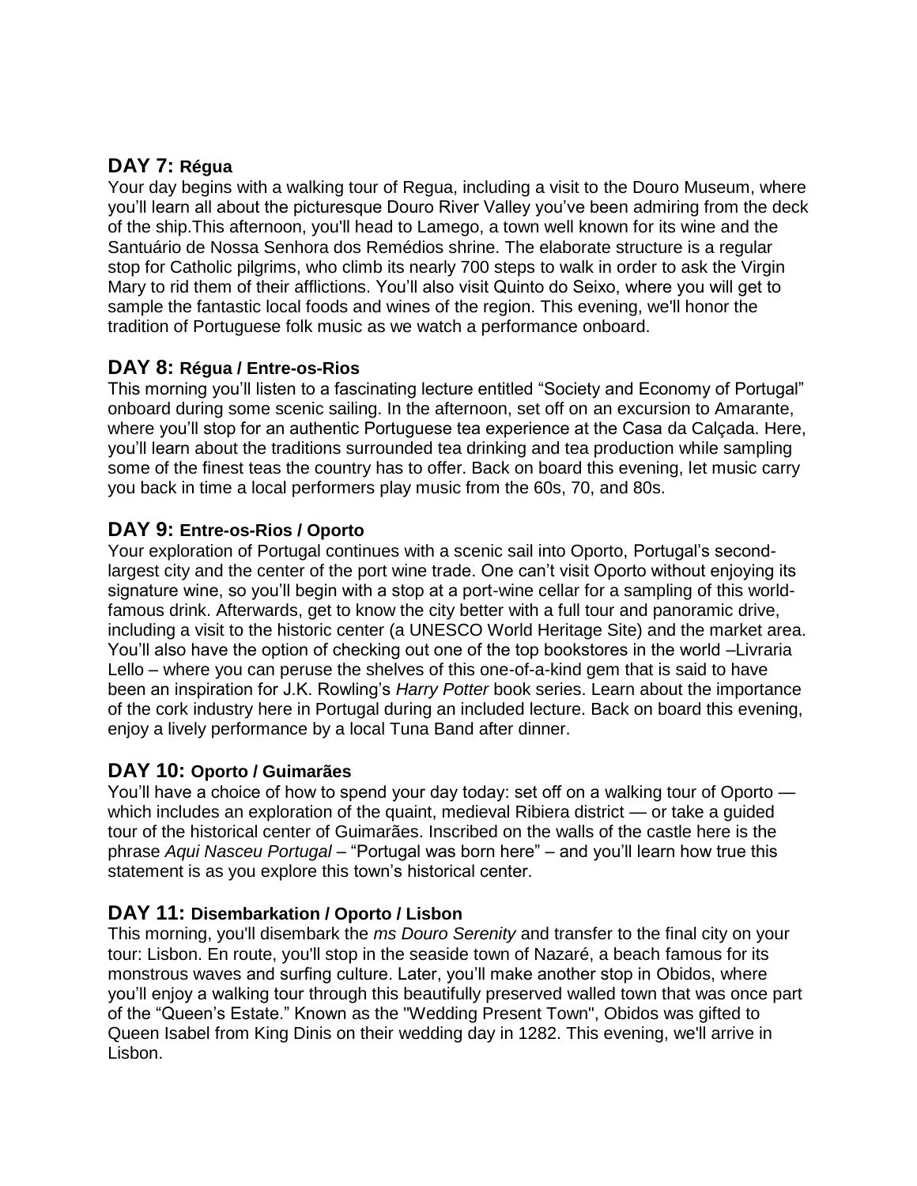## DAY 7: Régua

Your day begins with a walking tour of Regua, including a visit to the Douro Museum, where you'll learn all about the picturesque Douro River Valley you've been admiring from the deck of the ship.This afternoon, you'll head to Lamego, a town well known for its wine and the Santuário de Nossa Senhora dos Remédios shrine. The elaborate structure is a regular stop for Catholic pilgrims, who climb its nearly 700 steps to walk in order to ask the Virgin Mary to rid them of their afflictions. You'll also visit Quinto do Seixo, where you will get to sample the fantastic local foods and wines of the region. This evening, we'll honor the tradition of Portuguese folk music as we watch a performance onboard.

## DAY 8: Régua / Entre-os-Rios

This morning you'll listen to a fascinating lecture entitled "Society and Economy of Portugal" onboard during some scenic sailing. In the afternoon, set off on an excursion to Amarante, where you'll stop for an authentic Portuguese tea experience at the Casa da Calçada. Here, you'll learn about the traditions surrounded tea drinking and tea production while sampling some of the finest teas the country has to offer. Back on board this evening, let music carry you back in time a local performers play music from the 60s, 70, and 80s.

## DAY 9: Entre-os-Rios / Oporto

Your exploration of Portugal continues with a scenic sail into Oporto, Portugal's second-largest city and the center of the port wine trade. One can't visit Oporto without enjoying its signature wine, so you'll begin with a stop at a port-wine cellar for a sampling of this world-famous drink. Afterwards, get to know the city better with a full tour and panoramic drive, including a visit to the historic center (a UNESCO World Heritage Site) and the market area. You'll also have the option of checking out one of the top bookstores in the world –Livraria Lello – where you can peruse the shelves of this one-of-a-kind gem that is said to have been an inspiration for J.K. Rowling's *Harry Potter* book series. Learn about the importance of the cork industry here in Portugal during an included lecture. Back on board this evening, enjoy a lively performance by a local Tuna Band after dinner.

## DAY 10: Oporto / Guimarães

You'll have a choice of how to spend your day today: set off on a walking tour of Oporto — which includes an exploration of the quaint, medieval Ribiera district — or take a guided tour of the historical center of Guimarães. Inscribed on the walls of the castle here is the phrase *Aqui Nasceu Portugal* – "Portugal was born here" – and you'll learn how true this statement is as you explore this town's historical center.

## DAY 11: Disembarkation / Oporto / Lisbon

This morning, you'll disembark the *ms Douro Serenity* and transfer to the final city on your tour: Lisbon. En route, you'll stop in the seaside town of Nazaré, a beach famous for its monstrous waves and surfing culture. Later, you'll make another stop in Obidos, where you'll enjoy a walking tour through this beautifully preserved walled town that was once part of the "Queen's Estate." Known as the "Wedding Present Town", Obidos was gifted to Queen Isabel from King Dinis on their wedding day in 1282. This evening, we'll arrive in Lisbon.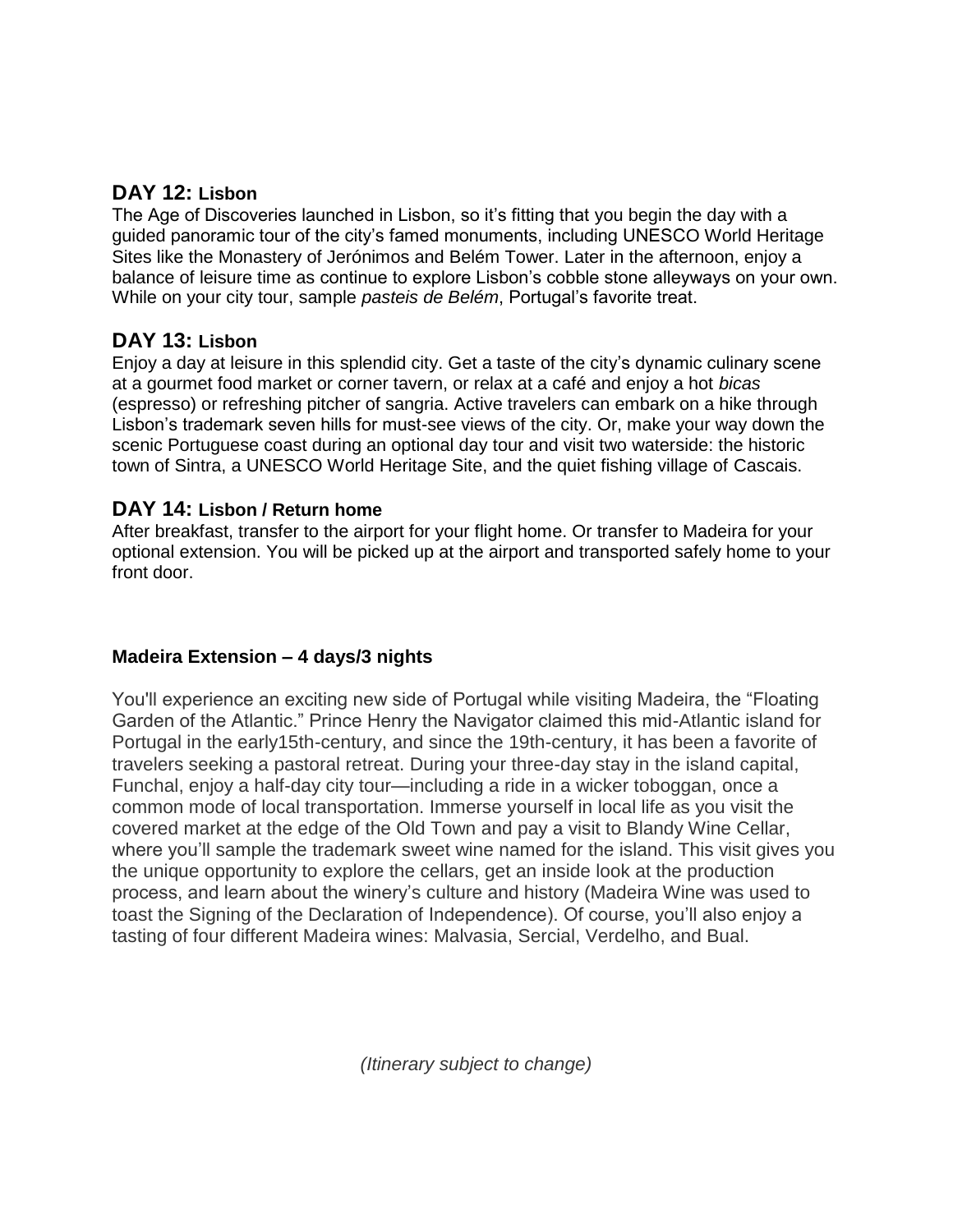## DAY 12: Lisbon

The Age of Discoveries launched in Lisbon, so it's fitting that you begin the day with a guided panoramic tour of the city's famed monuments, including UNESCO World Heritage Sites like the Monastery of Jerónimos and Belém Tower. Later in the afternoon, enjoy a balance of leisure time as continue to explore Lisbon's cobble stone alleyways on your own. While on your city tour, sample *pasteis de Belém*, Portugal's favorite treat.

## DAY 13: Lisbon

Enjoy a day at leisure in this splendid city. Get a taste of the city's dynamic culinary scene at a gourmet food market or corner tavern, or relax at a café and enjoy a hot *bicas* (espresso) or refreshing pitcher of sangria. Active travelers can embark on a hike through Lisbon's trademark seven hills for must-see views of the city. Or, make your way down the scenic Portuguese coast during an optional day tour and visit two waterside: the historic town of Sintra, a UNESCO World Heritage Site, and the quiet fishing village of Cascais.

## DAY 14: Lisbon / Return home

After breakfast, transfer to the airport for your flight home. Or transfer to Madeira for your optional extension. You will be picked up at the airport and transported safely home to your front door.

### Madeira Extension – 4 days/3 nights

You'll experience an exciting new side of Portugal while visiting Madeira, the "Floating Garden of the Atlantic." Prince Henry the Navigator claimed this mid-Atlantic island for Portugal in the early15th-century, and since the 19th-century, it has been a favorite of travelers seeking a pastoral retreat. During your three-day stay in the island capital, Funchal, enjoy a half-day city tour—including a ride in a wicker toboggan, once a common mode of local transportation. Immerse yourself in local life as you visit the covered market at the edge of the Old Town and pay a visit to Blandy Wine Cellar, where you'll sample the trademark sweet wine named for the island. This visit gives you the unique opportunity to explore the cellars, get an inside look at the production process, and learn about the winery's culture and history (Madeira Wine was used to toast the Signing of the Declaration of Independence). Of course, you'll also enjoy a tasting of four different Madeira wines: Malvasia, Sercial, Verdelho, and Bual.

*(Itinerary subject to change)*